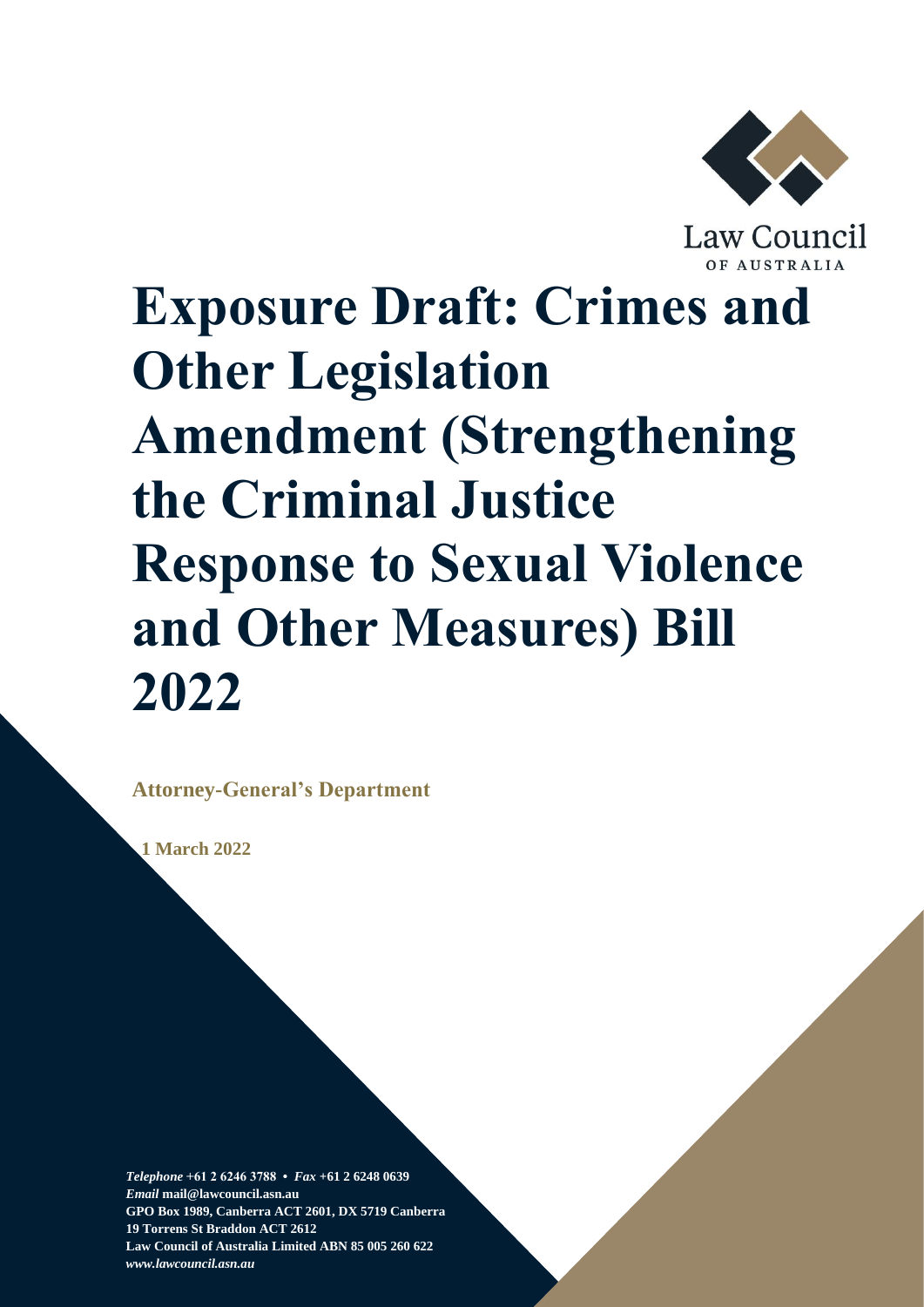Law Council
OF AUSTRALIA

# Exposure Draft: Crimes and Other Legislation Amendment (Strengthening the Criminal Justice Response to Sexual Violence and Other Measures) Bill 2022

**Attorney-General's Department**

**1 March 2022**

*Telephone* **+61 2 6246 3788 •** *Fax* **+61 2 6248 0639**
*Email* **mail@lawcouncil.asn.au**
**GPO Box 1989, Canberra ACT 2601, DX 5719 Canberra**
**19 Torrens St Braddon ACT 2612**
**Law Council of Australia Limited ABN 85 005 260 622**
***www.lawcouncil.asn.au***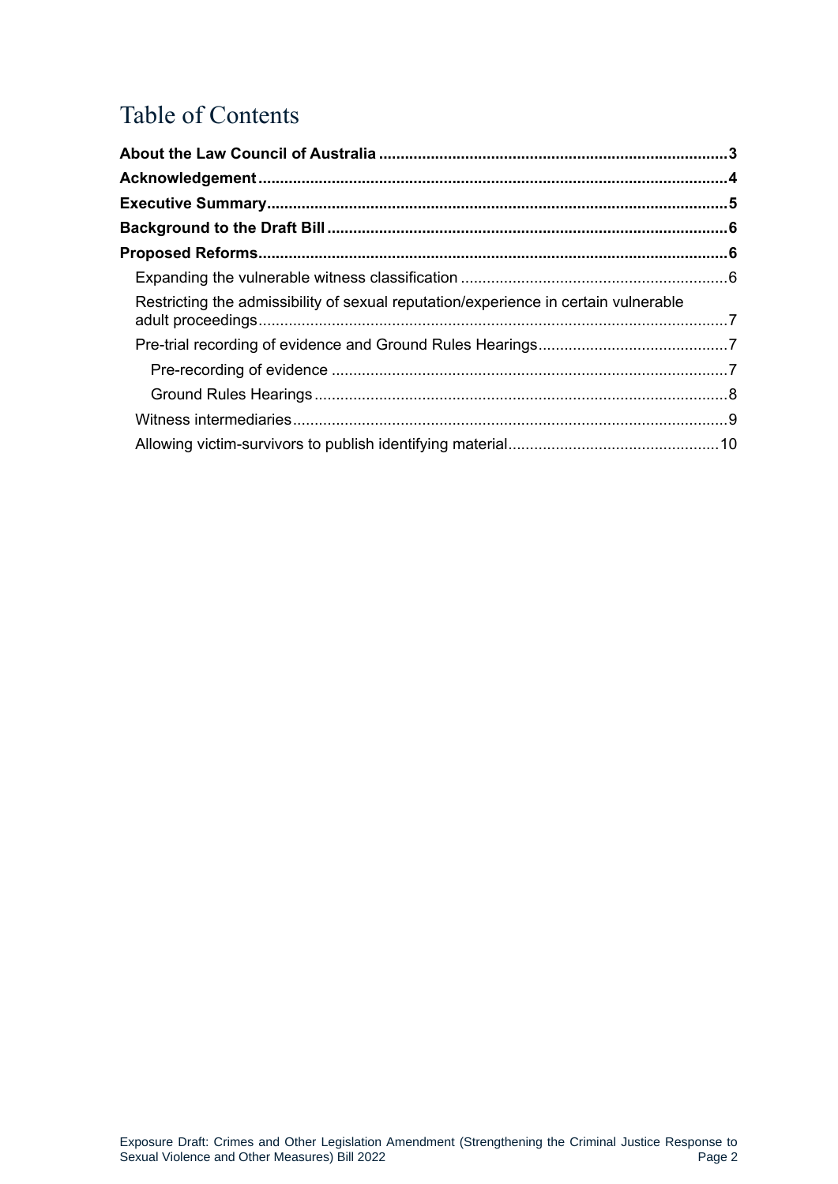# Table of Contents

**About the Law Council of Australia** ........ **3**

**Acknowledgement** ........ **4**

**Executive Summary** ........ **5**

**Background to the Draft Bill** ........ **6**

**Proposed Reforms** ........ **6**

- Expanding the vulnerable witness classification ........ 6
- Restricting the admissibility of sexual reputation/experience in certain vulnerable adult proceedings ........ 7
- Pre-trial recording of evidence and Ground Rules Hearings ........ 7
  - Pre-recording of evidence ........ 7
  - Ground Rules Hearings ........ 8
- Witness intermediaries ........ 9
- Allowing victim-survivors to publish identifying material ........ 10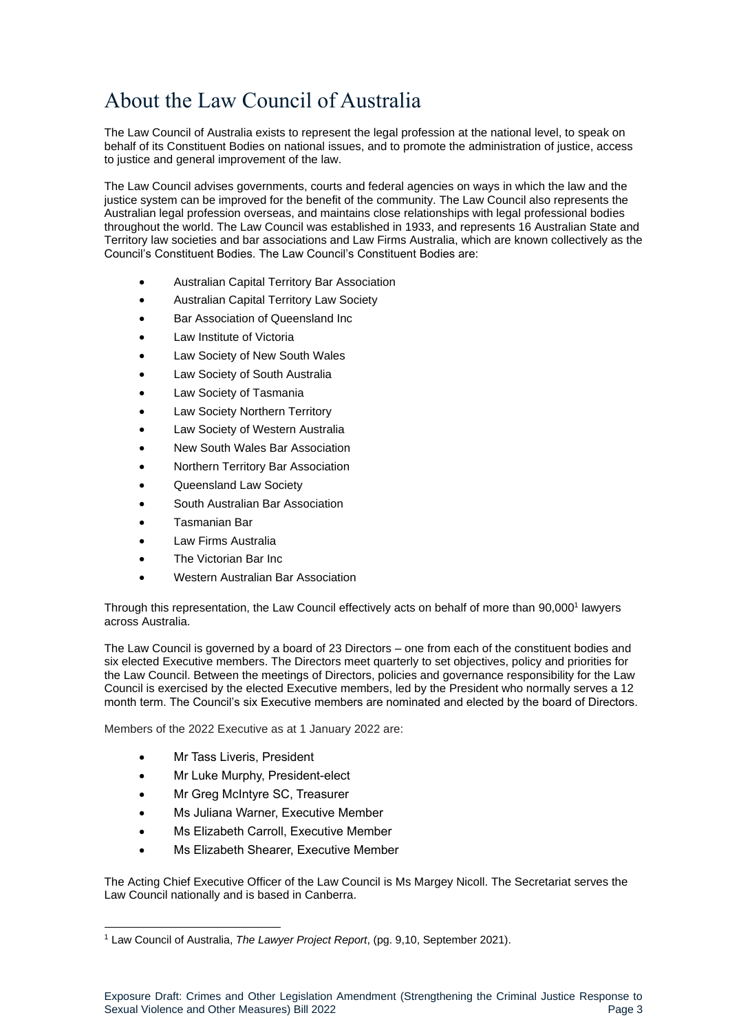# About the Law Council of Australia

The Law Council of Australia exists to represent the legal profession at the national level, to speak on behalf of its Constituent Bodies on national issues, and to promote the administration of justice, access to justice and general improvement of the law.

The Law Council advises governments, courts and federal agencies on ways in which the law and the justice system can be improved for the benefit of the community. The Law Council also represents the Australian legal profession overseas, and maintains close relationships with legal professional bodies throughout the world. The Law Council was established in 1933, and represents 16 Australian State and Territory law societies and bar associations and Law Firms Australia, which are known collectively as the Council's Constituent Bodies. The Law Council's Constituent Bodies are:

- Australian Capital Territory Bar Association
- Australian Capital Territory Law Society
- Bar Association of Queensland Inc
- Law Institute of Victoria
- Law Society of New South Wales
- Law Society of South Australia
- Law Society of Tasmania
- Law Society Northern Territory
- Law Society of Western Australia
- New South Wales Bar Association
- Northern Territory Bar Association
- Queensland Law Society
- South Australian Bar Association
- Tasmanian Bar
- Law Firms Australia
- The Victorian Bar Inc
- Western Australian Bar Association

Through this representation, the Law Council effectively acts on behalf of more than 90,000[1] lawyers across Australia.

The Law Council is governed by a board of 23 Directors – one from each of the constituent bodies and six elected Executive members. The Directors meet quarterly to set objectives, policy and priorities for the Law Council. Between the meetings of Directors, policies and governance responsibility for the Law Council is exercised by the elected Executive members, led by the President who normally serves a 12 month term. The Council's six Executive members are nominated and elected by the board of Directors.

Members of the 2022 Executive as at 1 January 2022 are:

- Mr Tass Liveris, President
- Mr Luke Murphy, President-elect
- Mr Greg McIntyre SC, Treasurer
- Ms Juliana Warner, Executive Member
- Ms Elizabeth Carroll, Executive Member
- Ms Elizabeth Shearer, Executive Member

The Acting Chief Executive Officer of the Law Council is Ms Margey Nicoll. The Secretariat serves the Law Council nationally and is based in Canberra.

[1] Law Council of Australia, *The Lawyer Project Report*, (pg. 9,10, September 2021).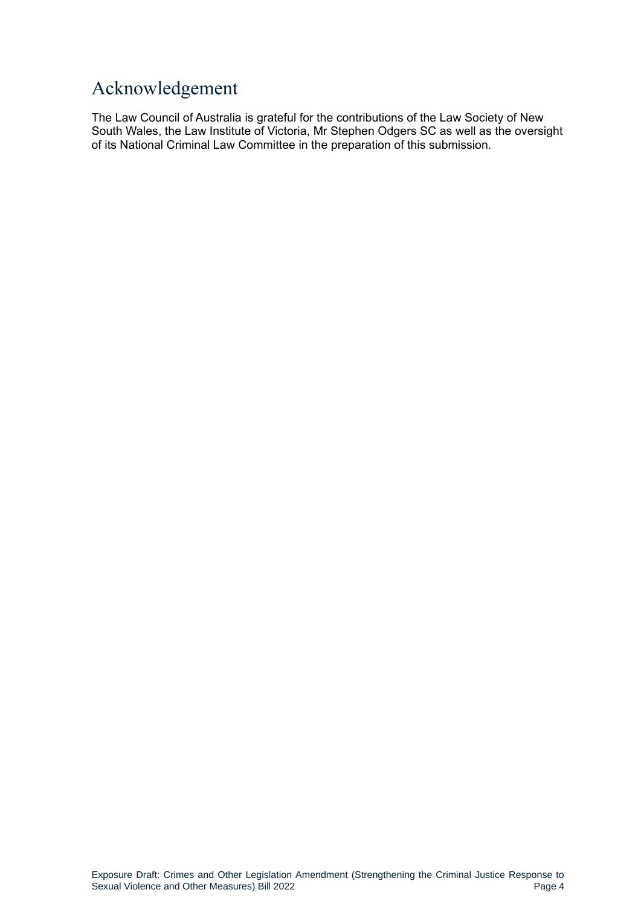# Acknowledgement

The Law Council of Australia is grateful for the contributions of the Law Society of New South Wales, the Law Institute of Victoria, Mr Stephen Odgers SC as well as the oversight of its National Criminal Law Committee in the preparation of this submission.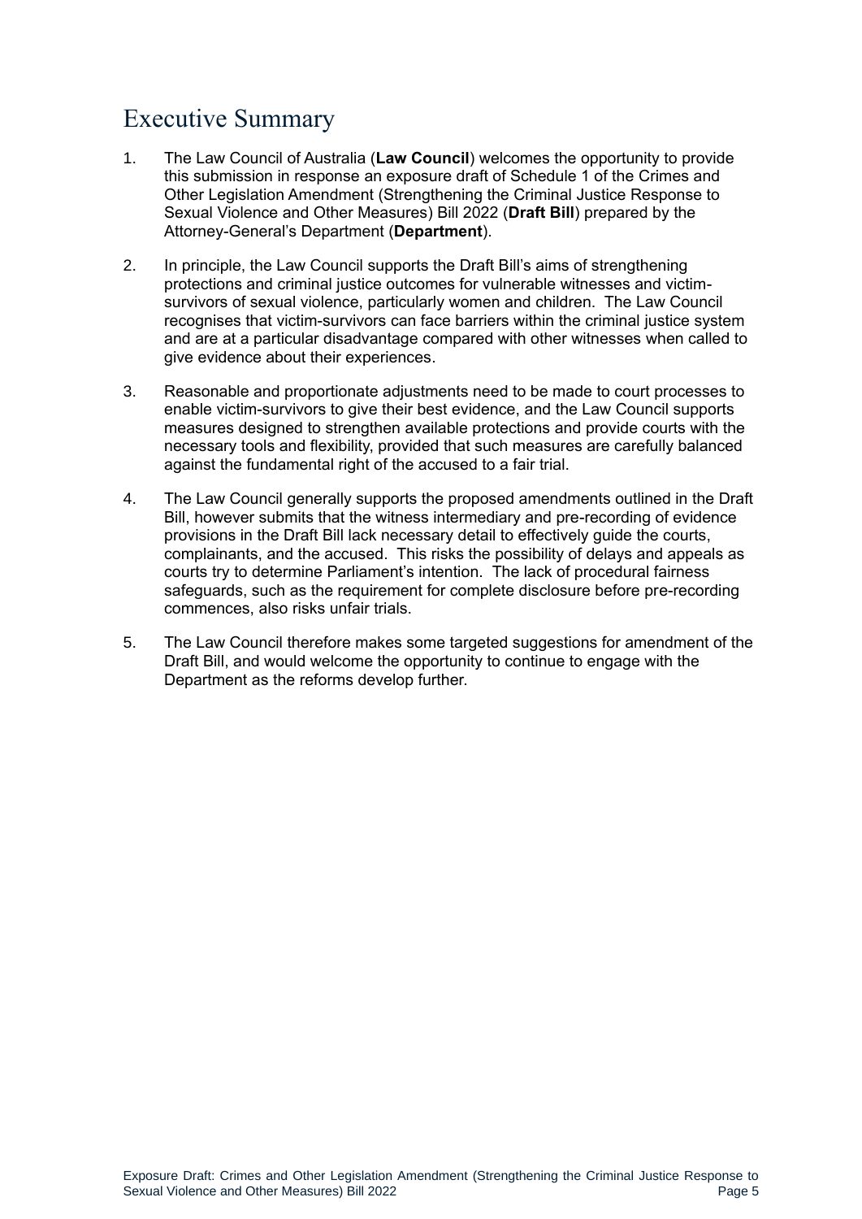# Executive Summary

1. The Law Council of Australia (**Law Council**) welcomes the opportunity to provide this submission in response an exposure draft of Schedule 1 of the Crimes and Other Legislation Amendment (Strengthening the Criminal Justice Response to Sexual Violence and Other Measures) Bill 2022 (**Draft Bill**) prepared by the Attorney-General's Department (**Department**).

2. In principle, the Law Council supports the Draft Bill's aims of strengthening protections and criminal justice outcomes for vulnerable witnesses and victim-survivors of sexual violence, particularly women and children. The Law Council recognises that victim-survivors can face barriers within the criminal justice system and are at a particular disadvantage compared with other witnesses when called to give evidence about their experiences.

3. Reasonable and proportionate adjustments need to be made to court processes to enable victim-survivors to give their best evidence, and the Law Council supports measures designed to strengthen available protections and provide courts with the necessary tools and flexibility, provided that such measures are carefully balanced against the fundamental right of the accused to a fair trial.

4. The Law Council generally supports the proposed amendments outlined in the Draft Bill, however submits that the witness intermediary and pre-recording of evidence provisions in the Draft Bill lack necessary detail to effectively guide the courts, complainants, and the accused. This risks the possibility of delays and appeals as courts try to determine Parliament's intention. The lack of procedural fairness safeguards, such as the requirement for complete disclosure before pre-recording commences, also risks unfair trials.

5. The Law Council therefore makes some targeted suggestions for amendment of the Draft Bill, and would welcome the opportunity to continue to engage with the Department as the reforms develop further.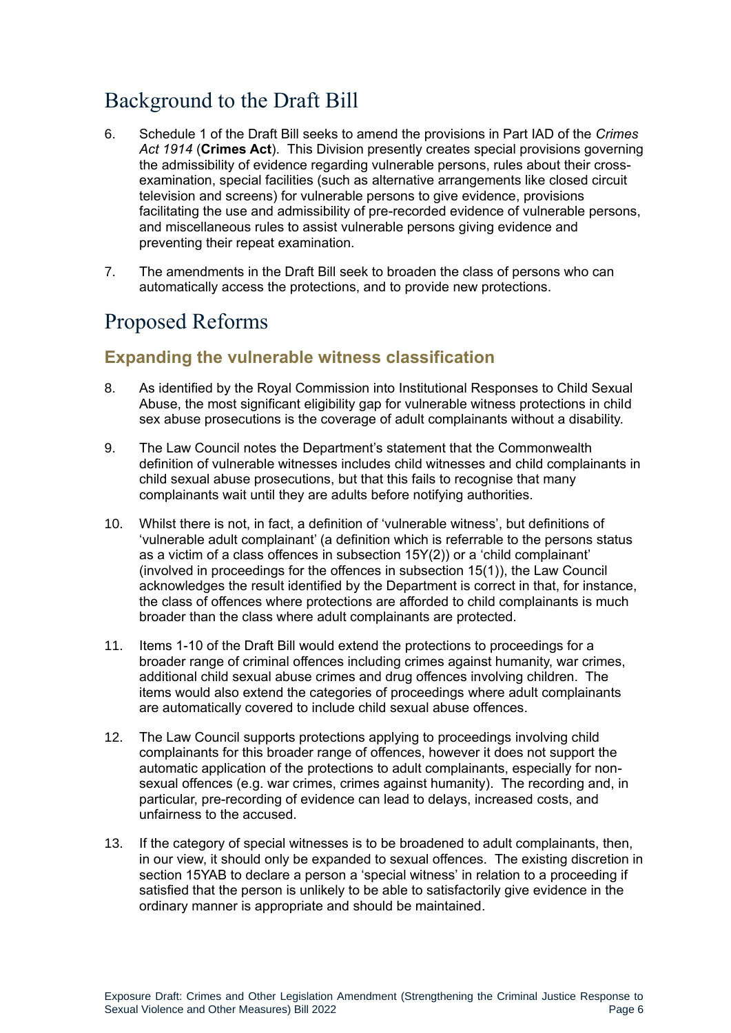## Background to the Draft Bill

6. Schedule 1 of the Draft Bill seeks to amend the provisions in Part IAD of the *Crimes Act 1914* (**Crimes Act**). This Division presently creates special provisions governing the admissibility of evidence regarding vulnerable persons, rules about their cross-examination, special facilities (such as alternative arrangements like closed circuit television and screens) for vulnerable persons to give evidence, provisions facilitating the use and admissibility of pre-recorded evidence of vulnerable persons, and miscellaneous rules to assist vulnerable persons giving evidence and preventing their repeat examination.

7. The amendments in the Draft Bill seek to broaden the class of persons who can automatically access the protections, and to provide new protections.

## Proposed Reforms

### Expanding the vulnerable witness classification

8. As identified by the Royal Commission into Institutional Responses to Child Sexual Abuse, the most significant eligibility gap for vulnerable witness protections in child sex abuse prosecutions is the coverage of adult complainants without a disability.

9. The Law Council notes the Department's statement that the Commonwealth definition of vulnerable witnesses includes child witnesses and child complainants in child sexual abuse prosecutions, but that this fails to recognise that many complainants wait until they are adults before notifying authorities.

10. Whilst there is not, in fact, a definition of 'vulnerable witness', but definitions of 'vulnerable adult complainant' (a definition which is referrable to the persons status as a victim of a class offences in subsection 15Y(2)) or a 'child complainant' (involved in proceedings for the offences in subsection 15(1)), the Law Council acknowledges the result identified by the Department is correct in that, for instance, the class of offences where protections are afforded to child complainants is much broader than the class where adult complainants are protected.

11. Items 1-10 of the Draft Bill would extend the protections to proceedings for a broader range of criminal offences including crimes against humanity, war crimes, additional child sexual abuse crimes and drug offences involving children. The items would also extend the categories of proceedings where adult complainants are automatically covered to include child sexual abuse offences.

12. The Law Council supports protections applying to proceedings involving child complainants for this broader range of offences, however it does not support the automatic application of the protections to adult complainants, especially for non-sexual offences (e.g. war crimes, crimes against humanity). The recording and, in particular, pre-recording of evidence can lead to delays, increased costs, and unfairness to the accused.

13. If the category of special witnesses is to be broadened to adult complainants, then, in our view, it should only be expanded to sexual offences. The existing discretion in section 15YAB to declare a person a 'special witness' in relation to a proceeding if satisfied that the person is unlikely to be able to satisfactorily give evidence in the ordinary manner is appropriate and should be maintained.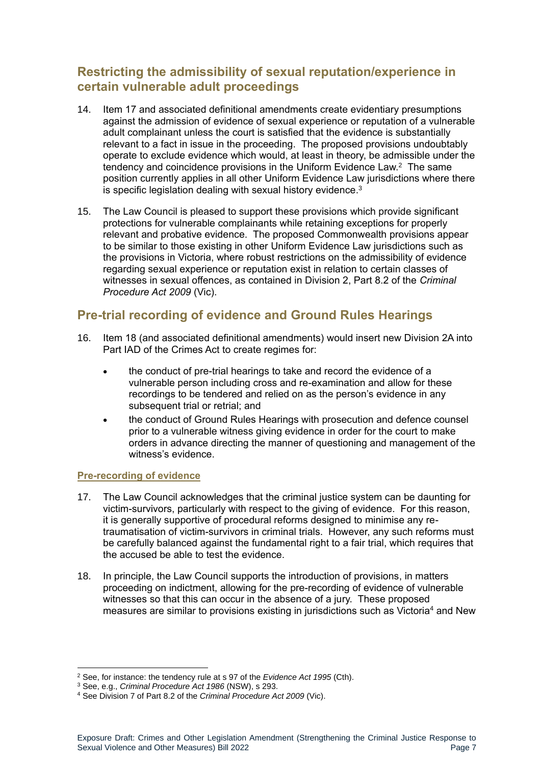## Restricting the admissibility of sexual reputation/experience in certain vulnerable adult proceedings

14. Item 17 and associated definitional amendments create evidentiary presumptions against the admission of evidence of sexual experience or reputation of a vulnerable adult complainant unless the court is satisfied that the evidence is substantially relevant to a fact in issue in the proceeding. The proposed provisions undoubtably operate to exclude evidence which would, at least in theory, be admissible under the tendency and coincidence provisions in the Uniform Evidence Law.[2] The same position currently applies in all other Uniform Evidence Law jurisdictions where there is specific legislation dealing with sexual history evidence.[3]

15. The Law Council is pleased to support these provisions which provide significant protections for vulnerable complainants while retaining exceptions for properly relevant and probative evidence. The proposed Commonwealth provisions appear to be similar to those existing in other Uniform Evidence Law jurisdictions such as the provisions in Victoria, where robust restrictions on the admissibility of evidence regarding sexual experience or reputation exist in relation to certain classes of witnesses in sexual offences, as contained in Division 2, Part 8.2 of the *Criminal Procedure Act 2009* (Vic).

## Pre-trial recording of evidence and Ground Rules Hearings

16. Item 18 (and associated definitional amendments) would insert new Division 2A into Part IAD of the Crimes Act to create regimes for:

    - the conduct of pre-trial hearings to take and record the evidence of a vulnerable person including cross and re-examination and allow for these recordings to be tendered and relied on as the person's evidence in any subsequent trial or retrial; and
    - the conduct of Ground Rules Hearings with prosecution and defence counsel prior to a vulnerable witness giving evidence in order for the court to make orders in advance directing the manner of questioning and management of the witness's evidence.

### Pre-recording of evidence

17. The Law Council acknowledges that the criminal justice system can be daunting for victim-survivors, particularly with respect to the giving of evidence. For this reason, it is generally supportive of procedural reforms designed to minimise any re-traumatisation of victim-survivors in criminal trials. However, any such reforms must be carefully balanced against the fundamental right to a fair trial, which requires that the accused be able to test the evidence.

18. In principle, the Law Council supports the introduction of provisions, in matters proceeding on indictment, allowing for the pre-recording of evidence of vulnerable witnesses so that this can occur in the absence of a jury. These proposed measures are similar to provisions existing in jurisdictions such as Victoria[4] and New

---

[2] See, for instance: the tendency rule at s 97 of the *Evidence Act 1995* (Cth).

[3] See, e.g., *Criminal Procedure Act 1986* (NSW), s 293.

[4] See Division 7 of Part 8.2 of the *Criminal Procedure Act 2009* (Vic).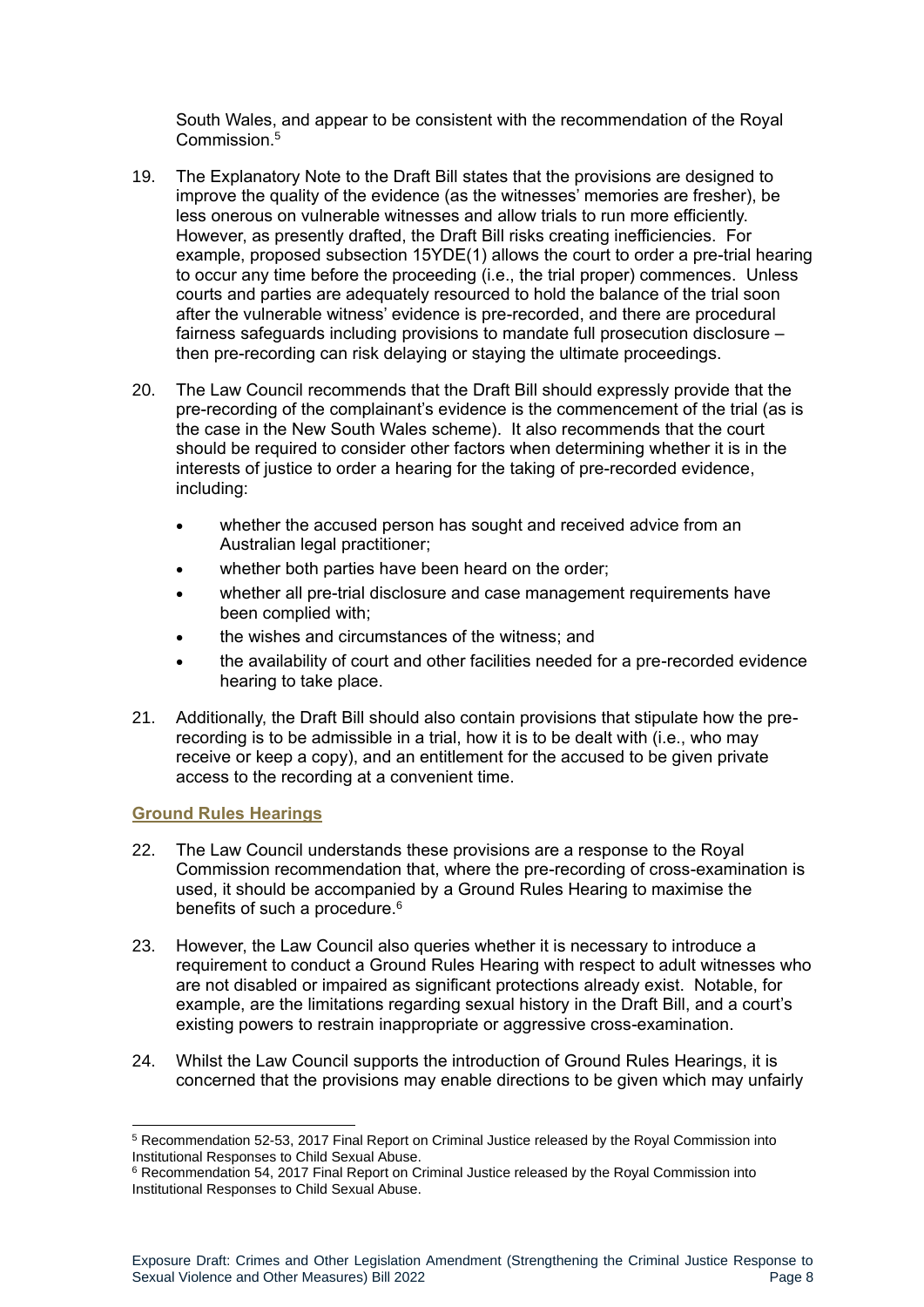South Wales, and appear to be consistent with the recommendation of the Royal Commission.[5]

19. The Explanatory Note to the Draft Bill states that the provisions are designed to improve the quality of the evidence (as the witnesses' memories are fresher), be less onerous on vulnerable witnesses and allow trials to run more efficiently. However, as presently drafted, the Draft Bill risks creating inefficiencies. For example, proposed subsection 15YDE(1) allows the court to order a pre-trial hearing to occur any time before the proceeding (i.e., the trial proper) commences. Unless courts and parties are adequately resourced to hold the balance of the trial soon after the vulnerable witness' evidence is pre-recorded, and there are procedural fairness safeguards including provisions to mandate full prosecution disclosure – then pre-recording can risk delaying or staying the ultimate proceedings.

20. The Law Council recommends that the Draft Bill should expressly provide that the pre-recording of the complainant's evidence is the commencement of the trial (as is the case in the New South Wales scheme). It also recommends that the court should be required to consider other factors when determining whether it is in the interests of justice to order a hearing for the taking of pre-recorded evidence, including:

    - whether the accused person has sought and received advice from an Australian legal practitioner;
    - whether both parties have been heard on the order;
    - whether all pre-trial disclosure and case management requirements have been complied with;
    - the wishes and circumstances of the witness; and
    - the availability of court and other facilities needed for a pre-recorded evidence hearing to take place.

21. Additionally, the Draft Bill should also contain provisions that stipulate how the pre-recording is to be admissible in a trial, how it is to be dealt with (i.e., who may receive or keep a copy), and an entitlement for the accused to be given private access to the recording at a convenient time.

### Ground Rules Hearings

22. The Law Council understands these provisions are a response to the Royal Commission recommendation that, where the pre-recording of cross-examination is used, it should be accompanied by a Ground Rules Hearing to maximise the benefits of such a procedure.[6]

23. However, the Law Council also queries whether it is necessary to introduce a requirement to conduct a Ground Rules Hearing with respect to adult witnesses who are not disabled or impaired as significant protections already exist. Notable, for example, are the limitations regarding sexual history in the Draft Bill, and a court's existing powers to restrain inappropriate or aggressive cross-examination.

24. Whilst the Law Council supports the introduction of Ground Rules Hearings, it is concerned that the provisions may enable directions to be given which may unfairly

---

[5] Recommendation 52-53, 2017 Final Report on Criminal Justice released by the Royal Commission into Institutional Responses to Child Sexual Abuse.

[6] Recommendation 54, 2017 Final Report on Criminal Justice released by the Royal Commission into Institutional Responses to Child Sexual Abuse.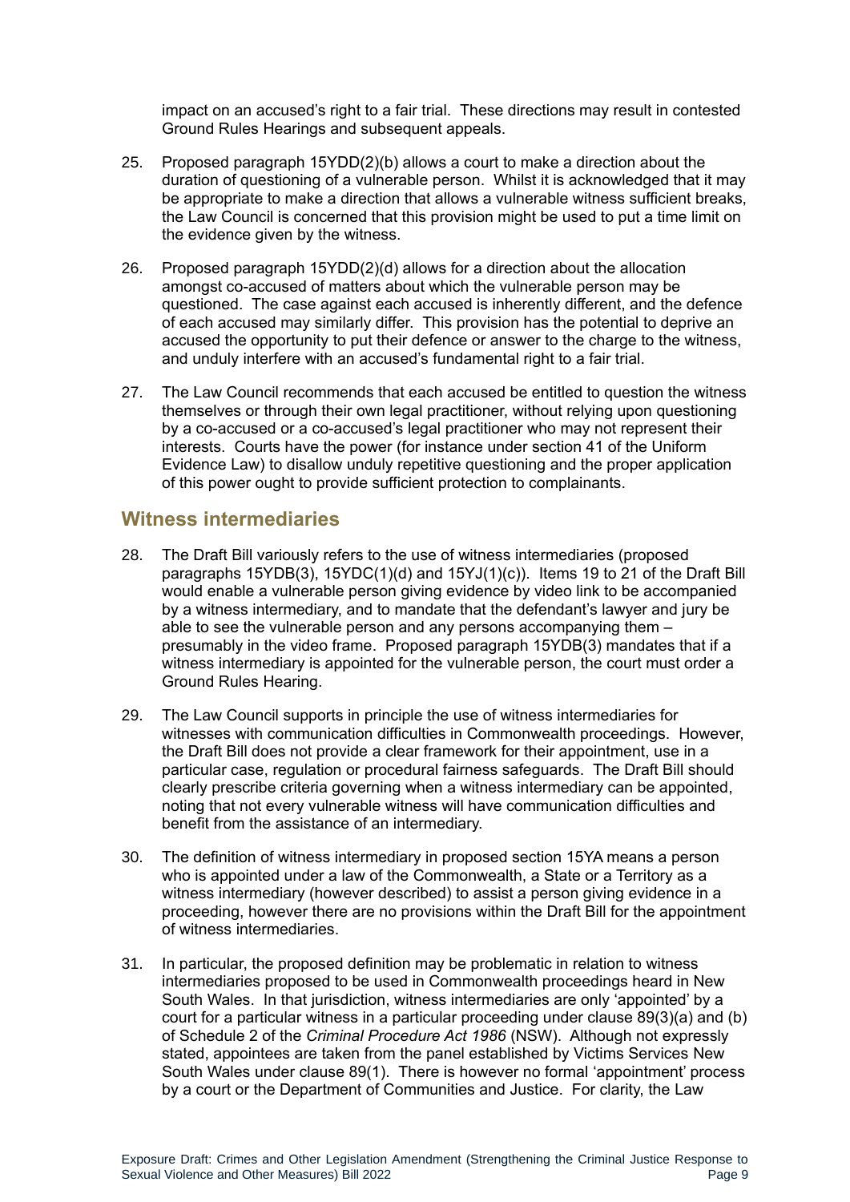impact on an accused's right to a fair trial. These directions may result in contested Ground Rules Hearings and subsequent appeals.

25. Proposed paragraph 15YDD(2)(b) allows a court to make a direction about the duration of questioning of a vulnerable person. Whilst it is acknowledged that it may be appropriate to make a direction that allows a vulnerable witness sufficient breaks, the Law Council is concerned that this provision might be used to put a time limit on the evidence given by the witness.

26. Proposed paragraph 15YDD(2)(d) allows for a direction about the allocation amongst co-accused of matters about which the vulnerable person may be questioned. The case against each accused is inherently different, and the defence of each accused may similarly differ. This provision has the potential to deprive an accused the opportunity to put their defence or answer to the charge to the witness, and unduly interfere with an accused's fundamental right to a fair trial.

27. The Law Council recommends that each accused be entitled to question the witness themselves or through their own legal practitioner, without relying upon questioning by a co-accused or a co-accused's legal practitioner who may not represent their interests. Courts have the power (for instance under section 41 of the Uniform Evidence Law) to disallow unduly repetitive questioning and the proper application of this power ought to provide sufficient protection to complainants.

## Witness intermediaries

28. The Draft Bill variously refers to the use of witness intermediaries (proposed paragraphs 15YDB(3), 15YDC(1)(d) and 15YJ(1)(c)). Items 19 to 21 of the Draft Bill would enable a vulnerable person giving evidence by video link to be accompanied by a witness intermediary, and to mandate that the defendant's lawyer and jury be able to see the vulnerable person and any persons accompanying them – presumably in the video frame. Proposed paragraph 15YDB(3) mandates that if a witness intermediary is appointed for the vulnerable person, the court must order a Ground Rules Hearing.

29. The Law Council supports in principle the use of witness intermediaries for witnesses with communication difficulties in Commonwealth proceedings. However, the Draft Bill does not provide a clear framework for their appointment, use in a particular case, regulation or procedural fairness safeguards. The Draft Bill should clearly prescribe criteria governing when a witness intermediary can be appointed, noting that not every vulnerable witness will have communication difficulties and benefit from the assistance of an intermediary.

30. The definition of witness intermediary in proposed section 15YA means a person who is appointed under a law of the Commonwealth, a State or a Territory as a witness intermediary (however described) to assist a person giving evidence in a proceeding, however there are no provisions within the Draft Bill for the appointment of witness intermediaries.

31. In particular, the proposed definition may be problematic in relation to witness intermediaries proposed to be used in Commonwealth proceedings heard in New South Wales. In that jurisdiction, witness intermediaries are only 'appointed' by a court for a particular witness in a particular proceeding under clause 89(3)(a) and (b) of Schedule 2 of the *Criminal Procedure Act 1986* (NSW). Although not expressly stated, appointees are taken from the panel established by Victims Services New South Wales under clause 89(1). There is however no formal 'appointment' process by a court or the Department of Communities and Justice. For clarity, the Law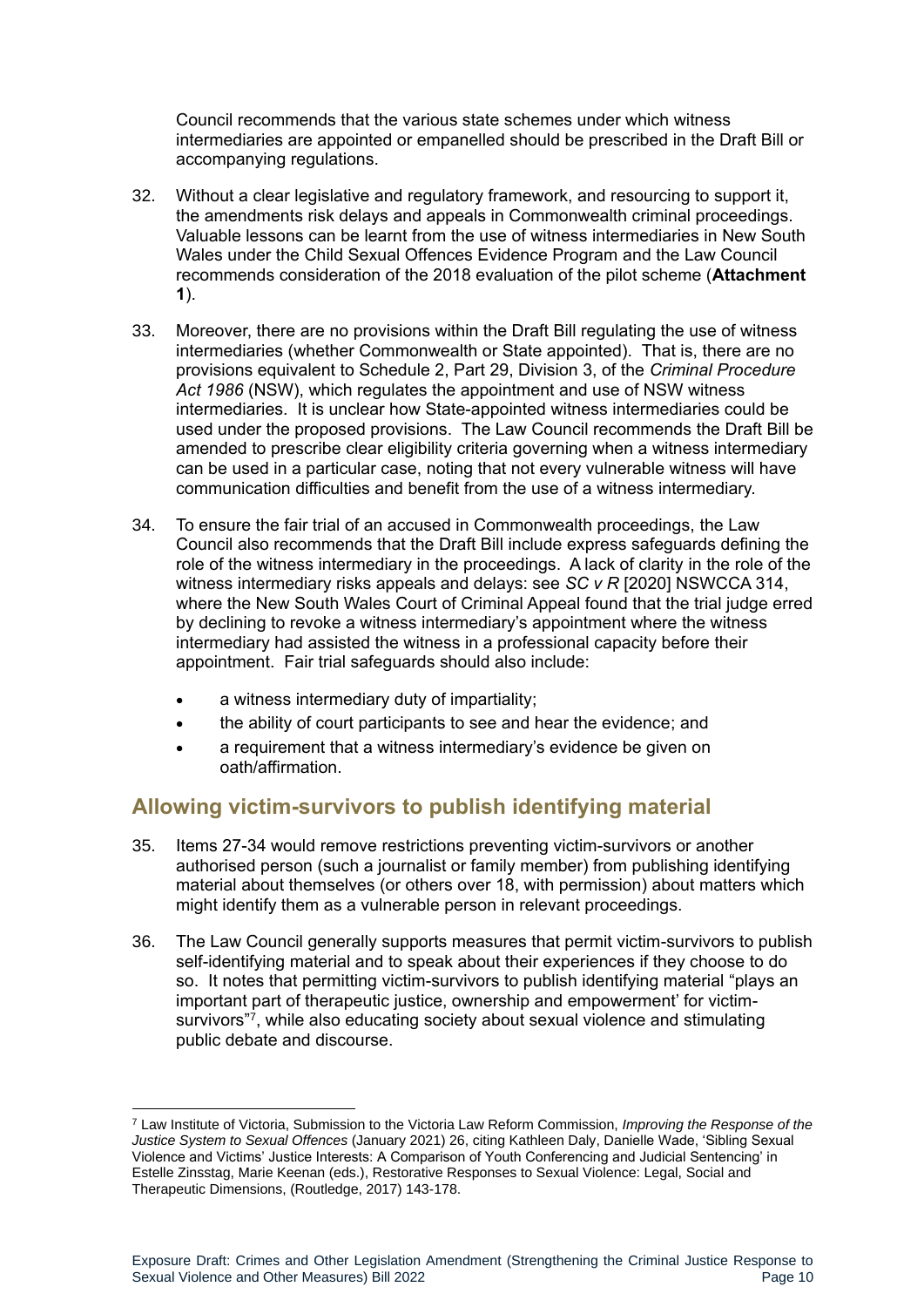Council recommends that the various state schemes under which witness intermediaries are appointed or empanelled should be prescribed in the Draft Bill or accompanying regulations.

32. Without a clear legislative and regulatory framework, and resourcing to support it, the amendments risk delays and appeals in Commonwealth criminal proceedings. Valuable lessons can be learnt from the use of witness intermediaries in New South Wales under the Child Sexual Offences Evidence Program and the Law Council recommends consideration of the 2018 evaluation of the pilot scheme (**Attachment 1**).

33. Moreover, there are no provisions within the Draft Bill regulating the use of witness intermediaries (whether Commonwealth or State appointed). That is, there are no provisions equivalent to Schedule 2, Part 29, Division 3, of the *Criminal Procedure Act 1986* (NSW), which regulates the appointment and use of NSW witness intermediaries. It is unclear how State-appointed witness intermediaries could be used under the proposed provisions. The Law Council recommends the Draft Bill be amended to prescribe clear eligibility criteria governing when a witness intermediary can be used in a particular case, noting that not every vulnerable witness will have communication difficulties and benefit from the use of a witness intermediary.

34. To ensure the fair trial of an accused in Commonwealth proceedings, the Law Council also recommends that the Draft Bill include express safeguards defining the role of the witness intermediary in the proceedings. A lack of clarity in the role of the witness intermediary risks appeals and delays: see *SC v R* [2020] NSWCCA 314, where the New South Wales Court of Criminal Appeal found that the trial judge erred by declining to revoke a witness intermediary's appointment where the witness intermediary had assisted the witness in a professional capacity before their appointment. Fair trial safeguards should also include:

   - a witness intermediary duty of impartiality;
   - the ability of court participants to see and hear the evidence; and
   - a requirement that a witness intermediary's evidence be given on oath/affirmation.

## Allowing victim-survivors to publish identifying material

35. Items 27-34 would remove restrictions preventing victim-survivors or another authorised person (such a journalist or family member) from publishing identifying material about themselves (or others over 18, with permission) about matters which might identify them as a vulnerable person in relevant proceedings.

36. The Law Council generally supports measures that permit victim-survivors to publish self-identifying material and to speak about their experiences if they choose to do so. It notes that permitting victim-survivors to publish identifying material "plays an important part of therapeutic justice, ownership and empowerment' for victim-survivors"[7], while also educating society about sexual violence and stimulating public debate and discourse.

---

[7] Law Institute of Victoria, Submission to the Victoria Law Reform Commission, *Improving the Response of the Justice System to Sexual Offences* (January 2021) 26, citing Kathleen Daly, Danielle Wade, 'Sibling Sexual Violence and Victims' Justice Interests: A Comparison of Youth Conferencing and Judicial Sentencing' in Estelle Zinsstag, Marie Keenan (eds.), Restorative Responses to Sexual Violence: Legal, Social and Therapeutic Dimensions, (Routledge, 2017) 143-178.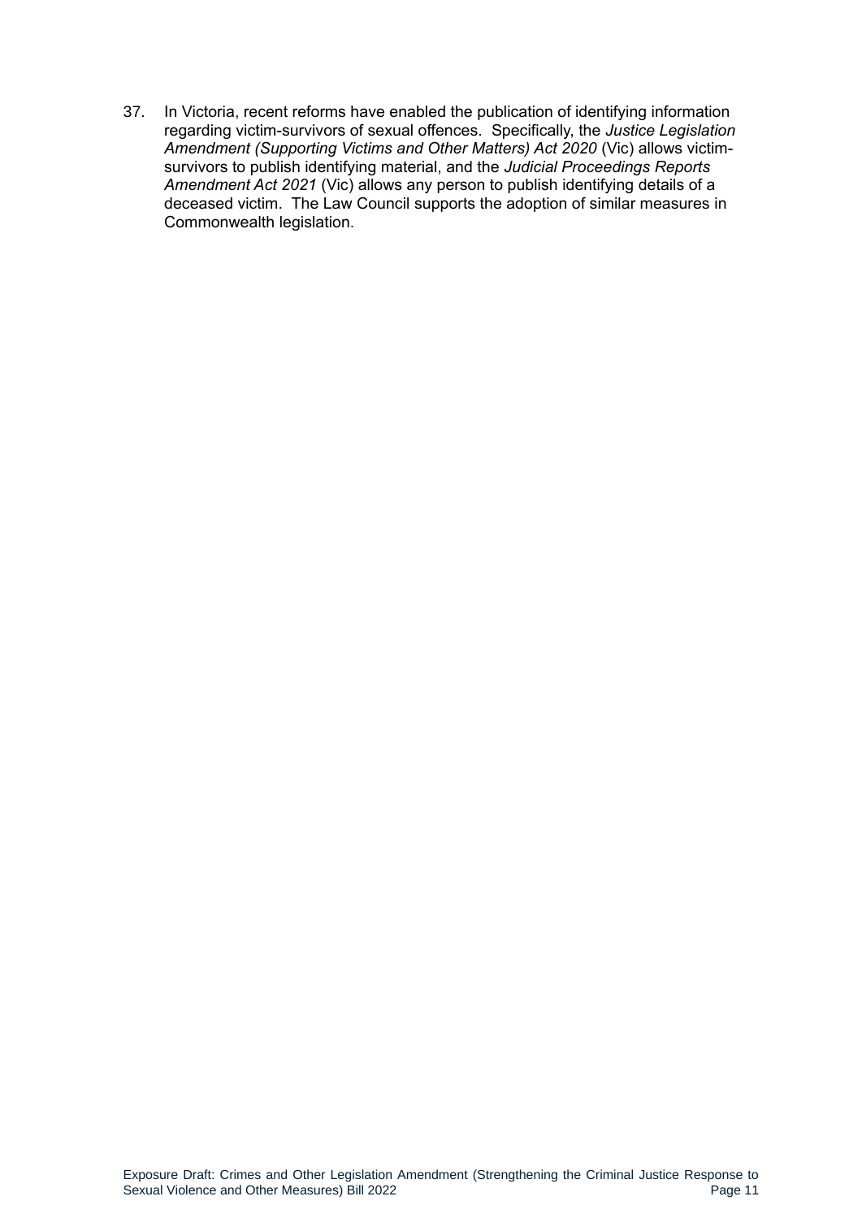37. In Victoria, recent reforms have enabled the publication of identifying information regarding victim-survivors of sexual offences. Specifically, the *Justice Legislation Amendment (Supporting Victims and Other Matters) Act 2020* (Vic) allows victim-survivors to publish identifying material, and the *Judicial Proceedings Reports Amendment Act 2021* (Vic) allows any person to publish identifying details of a deceased victim. The Law Council supports the adoption of similar measures in Commonwealth legislation.